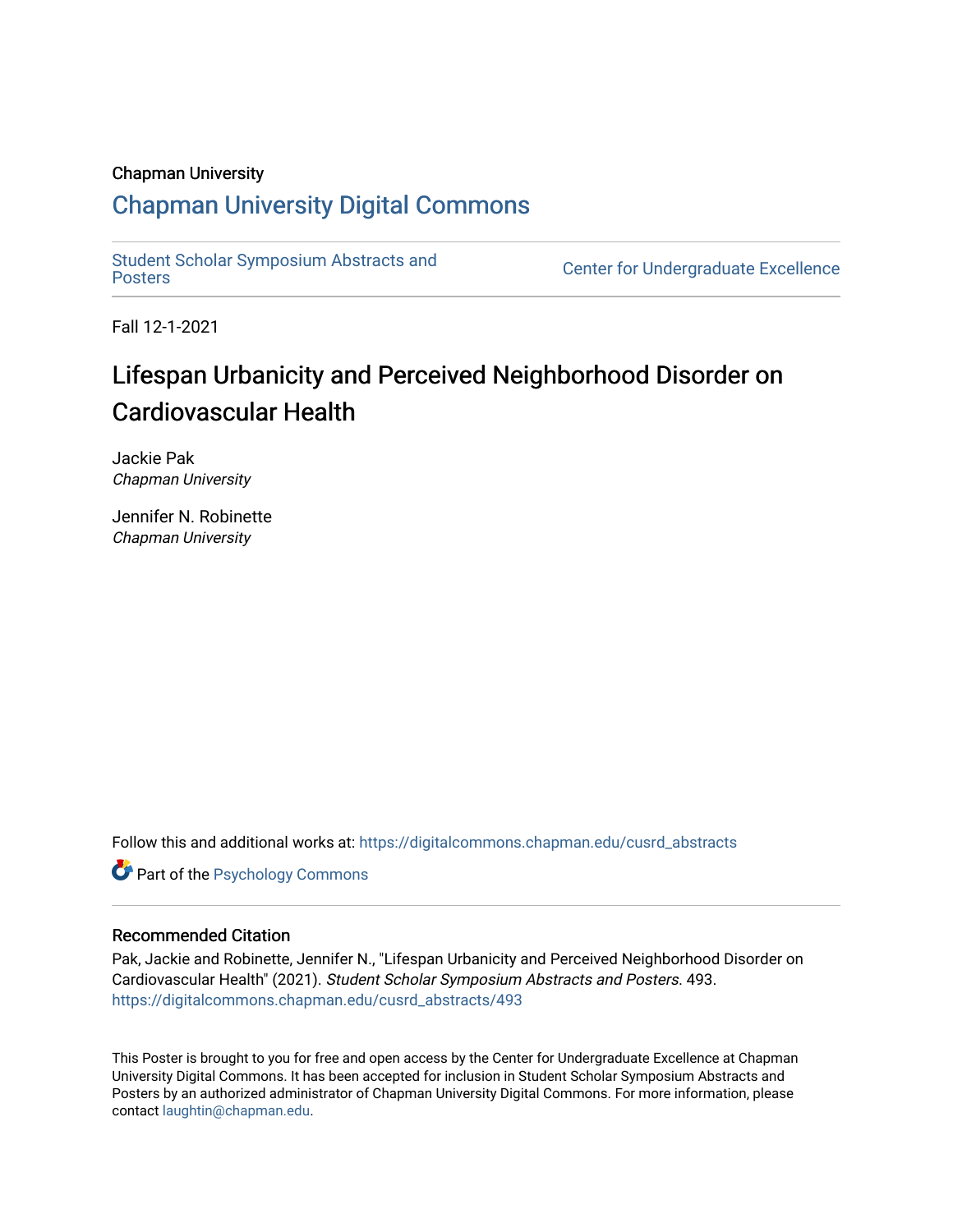Chapman University

## Chapman University Digital Commons

Student Scholar Symposium Abstracts and Posters

Center for Undergraduate Excellence

Fall 12-1-2021

# Lifespan Urbanicity and Perceived Neighborhood Disorder on Cardiovascular Health

Jackie Pak
*Chapman University*

Jennifer N. Robinette
*Chapman University*

Follow this and additional works at: https://digitalcommons.chapman.edu/cusrd_abstracts

Part of the Psychology Commons

### Recommended Citation

Pak, Jackie and Robinette, Jennifer N., "Lifespan Urbanicity and Perceived Neighborhood Disorder on Cardiovascular Health" (2021). *Student Scholar Symposium Abstracts and Posters*. 493.
https://digitalcommons.chapman.edu/cusrd_abstracts/493

This Poster is brought to you for free and open access by the Center for Undergraduate Excellence at Chapman University Digital Commons. It has been accepted for inclusion in Student Scholar Symposium Abstracts and Posters by an authorized administrator of Chapman University Digital Commons. For more information, please contact laughtin@chapman.edu.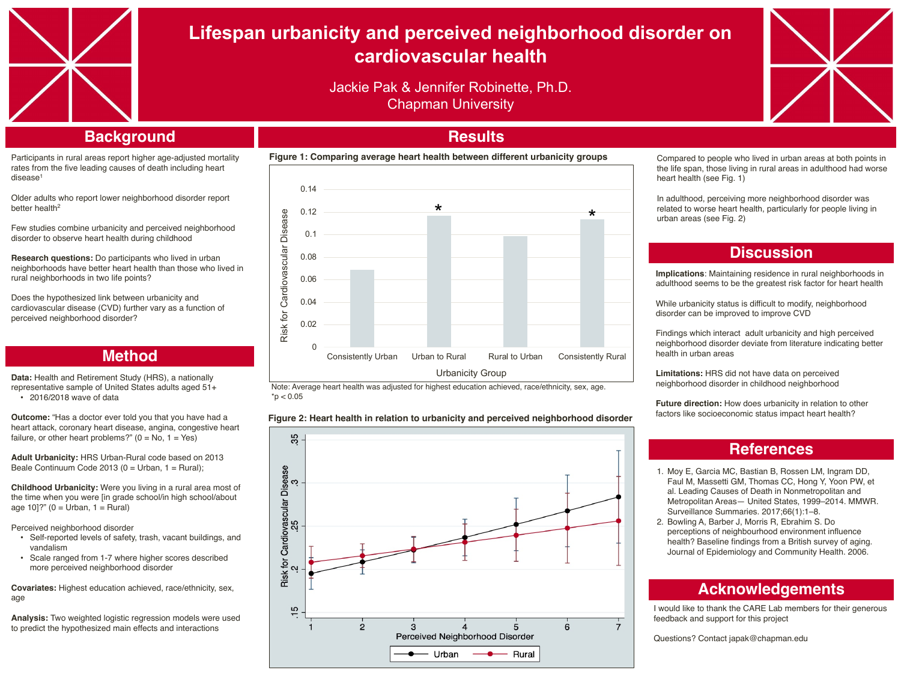# Lifespan urbanicity and perceived neighborhood disorder on cardiovascular health

Jackie Pak & Jennifer Robinette, Ph.D.
Chapman University

## Background

Participants in rural areas report higher age-adjusted mortality rates from the five leading causes of death including heart disease[1]

Older adults who report lower neighborhood disorder report better health[2]

Few studies combine urbanicity and perceived neighborhood disorder to observe heart health during childhood

**Research questions:** Do participants who lived in urban neighborhoods have better heart health than those who lived in rural neighborhoods in two life points?

Does the hypothesized link between urbanicity and cardiovascular disease (CVD) further vary as a function of perceived neighborhood disorder?

## Method

**Data:** Health and Retirement Study (HRS), a nationally representative sample of United States adults aged 51+

- 2016/2018 wave of data

**Outcome:** "Has a doctor ever told you that you have had a heart attack, coronary heart disease, angina, congestive heart failure, or other heart problems?" (0 = No, 1 = Yes)

**Adult Urbanicity:** HRS Urban-Rural code based on 2013 Beale Continuum Code 2013 (0 = Urban, 1 = Rural);

**Childhood Urbanicity:** Were you living in a rural area most of the time when you were [in grade school/in high school/about age 10]?" (0 = Urban, 1 = Rural)

Perceived neighborhood disorder

- Self-reported levels of safety, trash, vacant buildings, and vandalism
- Scale ranged from 1-7 where higher scores described more perceived neighborhood disorder

**Covariates:** Highest education achieved, race/ethnicity, sex, age

**Analysis:** Two weighted logistic regression models were used to predict the hypothesized main effects and interactions

## Results

**Figure 1: Comparing average heart health between different urbanicity groups**

Risk for Cardiovascular Disease
0, 0.02, 0.04, 0.06, 0.08, 0.1, 0.12, 0.14
Consistently Urban, Urban to Rural *, Rural to Urban, Consistently Rural *
Urbanicity Group

Note: Average heart health was adjusted for highest education achieved, race/ethnicity, sex, age.
*$p < 0.05$

**Figure 2: Heart health in relation to urbanicity and perceived neighborhood disorder**

Risk for Cardiovascular Disease
.15, .2, .25, .3, .35
Perceived Neighborhood Disorder
1, 2, 3, 4, 5, 6, 7
Urban, Rural

Compared to people who lived in urban areas at both points in the life span, those living in rural areas in adulthood had worse heart health (see Fig. 1)

In adulthood, perceiving more neighborhood disorder was related to worse heart health, particularly for people living in urban areas (see Fig. 2)

## Discussion

**Implications**: Maintaining residence in rural neighborhoods in adulthood seems to be the greatest risk factor for heart health

While urbanicity status is difficult to modify, neighborhood disorder can be improved to improve CVD

Findings which interact adult urbanicity and high perceived neighborhood disorder deviate from literature indicating better health in urban areas

**Limitations:** HRS did not have data on perceived neighborhood disorder in childhood neighborhood

**Future direction:** How does urbanicity in relation to other factors like socioeconomic status impact heart health?

## References

1. Moy E, Garcia MC, Bastian B, Rossen LM, Ingram DD, Faul M, Massetti GM, Thomas CC, Hong Y, Yoon PW, et al. Leading Causes of Death in Nonmetropolitan and Metropolitan Areas— United States, 1999–2014. MMWR. Surveillance Summaries. 2017;66(1):1–8.
2. Bowling A, Barber J, Morris R, Ebrahim S. Do perceptions of neighbourhood environment influence health? Baseline findings from a British survey of aging. Journal of Epidemiology and Community Health. 2006.

## Acknowledgements

I would like to thank the CARE Lab members for their generous feedback and support for this project

Questions? Contact japak@chapman.edu